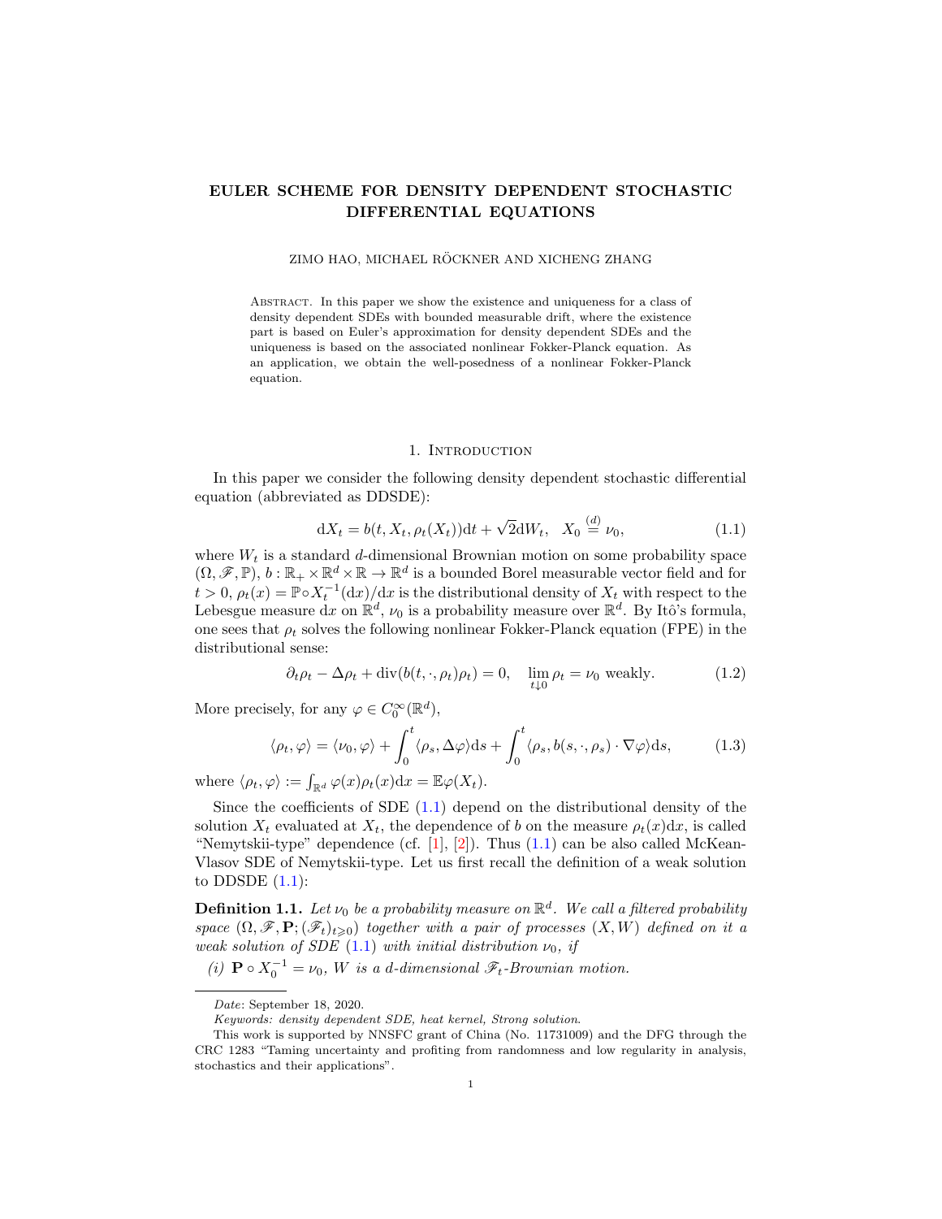# EULER SCHEME FOR DENSITY DEPENDENT STOCHASTIC DIFFERENTIAL EQUATIONS

ZIMO HAO, MICHAEL RÖCKNER AND XICHENG ZHANG

Abstract. In this paper we show the existence and uniqueness for a class of density dependent SDEs with bounded measurable drift, where the existence part is based on Euler's approximation for density dependent SDEs and the uniqueness is based on the associated nonlinear Fokker-Planck equation. As an application, we obtain the well-posedness of a nonlinear Fokker-Planck equation.

## 1. Introduction

In this paper we consider the following density dependent stochastic differential equation (abbreviated as DDSDE):

$$\mathrm{d}X_t = b(t, X_t, \rho_t(X_t))\mathrm{d}t + \sqrt{2}\mathrm{d}W_t, \quad X_0 \overset{(d)}{=} \nu_0, \tag{1.1}$$

where $W_t$ is a standard $d$-dimensional Brownian motion on some probability space $(\Omega, \mathscr{F}, \mathbb{P})$, $b : \mathbb{R}_+ \times \mathbb{R}^d \times \mathbb{R} \to \mathbb{R}^d$ is a bounded Borel measurable vector field and for $t > 0$, $\rho_t(x) = \mathbb{P}\circ X_t^{-1}(\mathrm{d}x)/\mathrm{d}x$ is the distributional density of $X_t$ with respect to the Lebesgue measure $\mathrm{d}x$ on $\mathbb{R}^d$, $\nu_0$ is a probability measure over $\mathbb{R}^d$. By Itô's formula, one sees that $\rho_t$ solves the following nonlinear Fokker-Planck equation (FPE) in the distributional sense:

$$\partial_t \rho_t - \Delta \rho_t + \mathrm{div}(b(t, \cdot, \rho_t)\rho_t) = 0, \quad \lim_{t\downarrow 0} \rho_t = \nu_0 \text{ weakly.} \tag{1.2}$$

More precisely, for any $\varphi \in C_0^\infty(\mathbb{R}^d)$,

$$\langle \rho_t, \varphi \rangle = \langle \nu_0, \varphi \rangle + \int_0^t \langle \rho_s, \Delta\varphi \rangle \mathrm{d}s + \int_0^t \langle \rho_s, b(s, \cdot, \rho_s) \cdot \nabla\varphi \rangle \mathrm{d}s, \tag{1.3}$$

where $\langle \rho_t, \varphi \rangle := \int_{\mathbb{R}^d} \varphi(x)\rho_t(x)\mathrm{d}x = \mathbb{E}\varphi(X_t)$.

Since the coefficients of SDE (1.1) depend on the distributional density of the solution $X_t$ evaluated at $X_t$, the dependence of $b$ on the measure $\rho_t(x)\mathrm{d}x$, is called "Nemytskii-type" dependence (cf. [1], [2]). Thus (1.1) can be also called McKean-Vlasov SDE of Nemytskii-type. Let us first recall the definition of a weak solution to DDSDE (1.1):

**Definition 1.1.** *Let $\nu_0$ be a probability measure on $\mathbb{R}^d$. We call a filtered probability space $(\Omega, \mathscr{F}, \mathbf{P}; (\mathscr{F}_t)_{t\geqslant 0})$ together with a pair of processes $(X, W)$ defined on it a weak solution of SDE (1.1) with initial distribution $\nu_0$, if*

*(i) $\mathbf{P} \circ X_0^{-1} = \nu_0$, $W$ is a $d$-dimensional $\mathscr{F}_t$-Brownian motion.*

---

*Date*: September 18, 2020.

*Keywords: density dependent SDE, heat kernel, Strong solution.*

This work is supported by NNSFC grant of China (No. 11731009) and the DFG through the CRC 1283 "Taming uncertainty and profiting from randomness and low regularity in analysis, stochastics and their applications".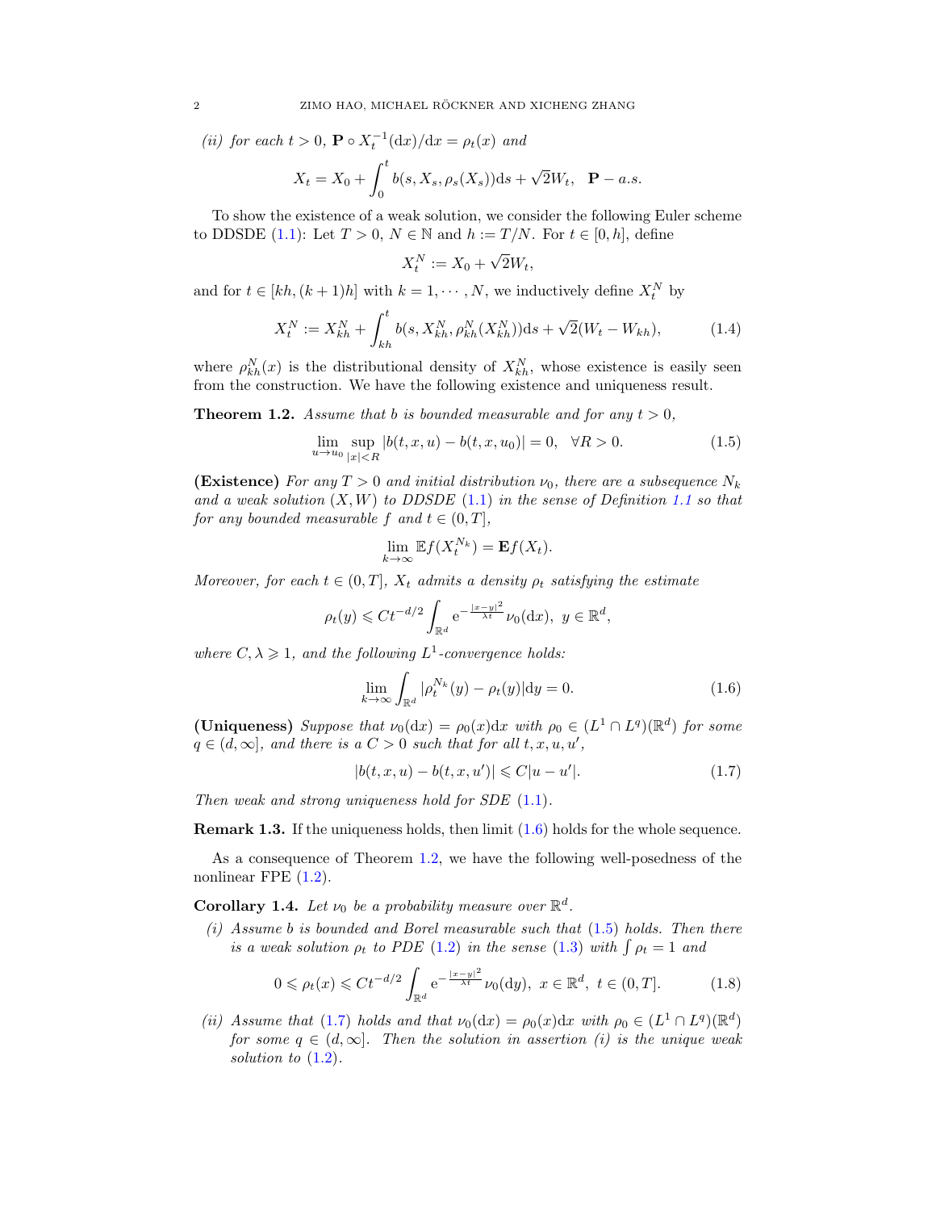*(ii) for each $t > 0$, $\mathbf{P} \circ X_t^{-1}(\mathrm{d}x)/\mathrm{d}x = \rho_t(x)$ and*

$$X_t = X_0 + \int_0^t b(s, X_s, \rho_s(X_s))\mathrm{d}s + \sqrt{2}W_t, \quad \mathbf{P} - a.s.$$

To show the existence of a weak solution, we consider the following Euler scheme to DDSDE (1.1): Let $T > 0$, $N \in \mathbb{N}$ and $h := T/N$. For $t \in [0, h]$, define

$$X_t^N := X_0 + \sqrt{2}W_t,$$

and for $t \in [kh, (k+1)h]$ with $k = 1, \cdots, N$, we inductively define $X_t^N$ by

$$X_t^N := X_{kh}^N + \int_{kh}^t b(s, X_{kh}^N, \rho_{kh}^N(X_{kh}^N))\mathrm{d}s + \sqrt{2}(W_t - W_{kh}), \tag{1.4}$$

where $\rho_{kh}^N(x)$ is the distributional density of $X_{kh}^N$, whose existence is easily seen from the construction. We have the following existence and uniqueness result.

**Theorem 1.2.** *Assume that $b$ is bounded measurable and for any $t > 0$,*

$$\lim_{u \to u_0} \sup_{|x|<R} |b(t, x, u) - b(t, x, u_0)| = 0, \quad \forall R > 0. \tag{1.5}$$

**(Existence)** *For any $T > 0$ and initial distribution $\nu_0$, there are a subsequence $N_k$ and a weak solution $(X, W)$ to DDSDE (1.1) in the sense of Definition 1.1 so that for any bounded measurable $f$ and $t \in (0, T]$,*

$$\lim_{k \to \infty} \mathbb{E}f(X_t^{N_k}) = \mathbf{E}f(X_t).$$

*Moreover, for each $t \in (0, T]$, $X_t$ admits a density $\rho_t$ satisfying the estimate*

$$\rho_t(y) \leqslant Ct^{-d/2} \int_{\mathbb{R}^d} \mathrm{e}^{-\frac{|x-y|^2}{\lambda t}} \nu_0(\mathrm{d}x), \ y \in \mathbb{R}^d,$$

*where $C, \lambda \geqslant 1$, and the following $L^1$-convergence holds:*

$$\lim_{k \to \infty} \int_{\mathbb{R}^d} |\rho_t^{N_k}(y) - \rho_t(y)|\mathrm{d}y = 0. \tag{1.6}$$

**(Uniqueness)** *Suppose that $\nu_0(\mathrm{d}x) = \rho_0(x)\mathrm{d}x$ with $\rho_0 \in (L^1 \cap L^q)(\mathbb{R}^d)$ for some $q \in (d, \infty]$, and there is a $C > 0$ such that for all $t, x, u, u'$,*

$$|b(t, x, u) - b(t, x, u')| \leqslant C|u - u'|. \tag{1.7}$$

*Then weak and strong uniqueness hold for SDE (1.1).*

**Remark 1.3.** If the uniqueness holds, then limit (1.6) holds for the whole sequence.

As a consequence of Theorem 1.2, we have the following well-posedness of the nonlinear FPE (1.2).

**Corollary 1.4.** *Let $\nu_0$ be a probability measure over $\mathbb{R}^d$.*

*(i) Assume $b$ is bounded and Borel measurable such that (1.5) holds. Then there is a weak solution $\rho_t$ to PDE (1.2) in the sense (1.3) with $\int \rho_t = 1$ and*

$$0 \leqslant \rho_t(x) \leqslant Ct^{-d/2} \int_{\mathbb{R}^d} \mathrm{e}^{-\frac{|x-y|^2}{\lambda t}} \nu_0(\mathrm{d}y), \ x \in \mathbb{R}^d, \ t \in (0, T]. \tag{1.8}$$

*(ii) Assume that (1.7) holds and that $\nu_0(\mathrm{d}x) = \rho_0(x)\mathrm{d}x$ with $\rho_0 \in (L^1 \cap L^q)(\mathbb{R}^d)$ for some $q \in (d, \infty]$. Then the solution in assertion (i) is the unique weak solution to (1.2).*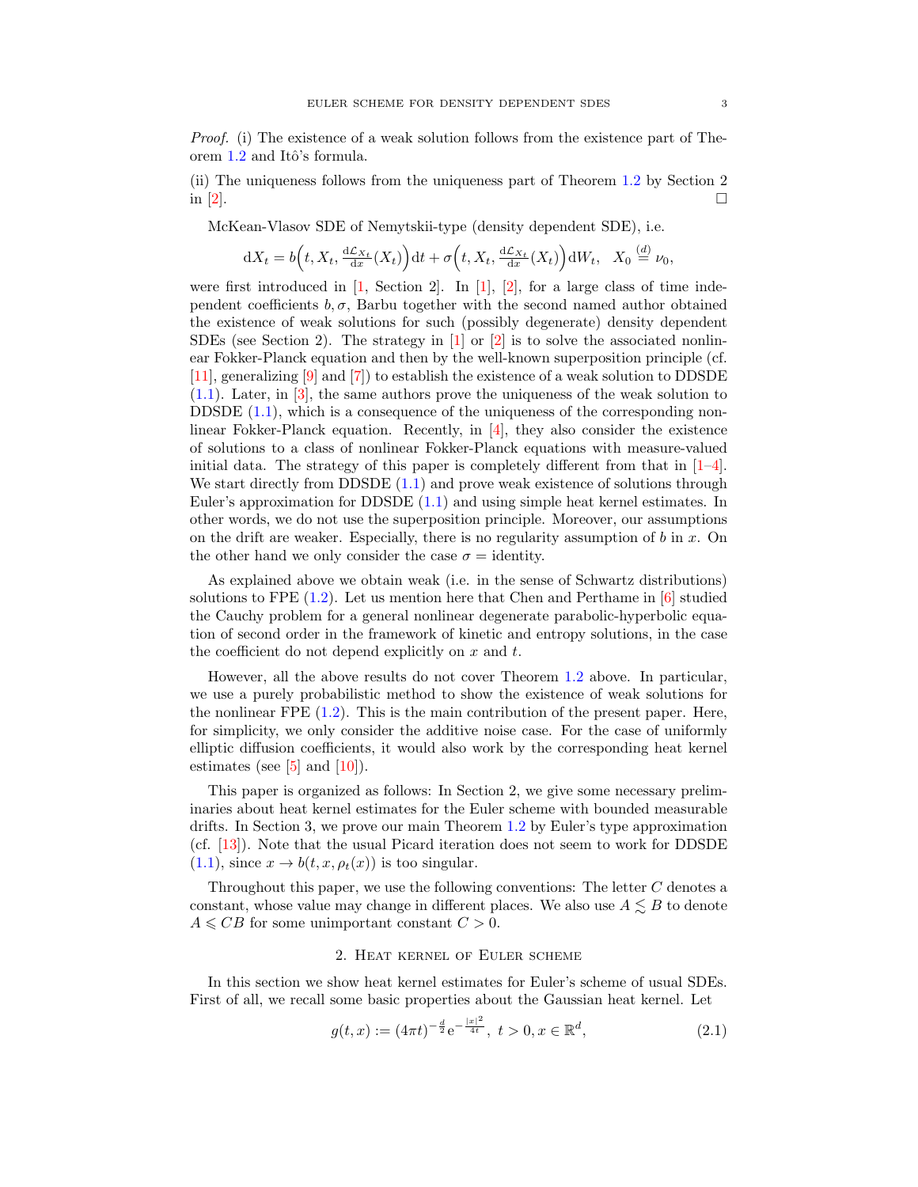*Proof.* (i) The existence of a weak solution follows from the existence part of Theorem 1.2 and Itô's formula.

(ii) The uniqueness follows from the uniqueness part of Theorem 1.2 by Section 2 in [2]. $\square$

McKean-Vlasov SDE of Nemytskii-type (density dependent SDE), i.e.

$$\mathrm{d}X_t = b\Big(t, X_t, \tfrac{\mathrm{d}\mathcal{L}_{X_t}}{\mathrm{d}x}(X_t)\Big)\mathrm{d}t + \sigma\Big(t, X_t, \tfrac{\mathrm{d}\mathcal{L}_{X_t}}{\mathrm{d}x}(X_t)\Big)\mathrm{d}W_t, \quad X_0 \overset{(d)}{=} \nu_0,$$

were first introduced in [1, Section 2]. In [1], [2], for a large class of time independent coefficients $b, \sigma$, Barbu together with the second named author obtained the existence of weak solutions for such (possibly degenerate) density dependent SDEs (see Section 2). The strategy in [1] or [2] is to solve the associated nonlinear Fokker-Planck equation and then by the well-known superposition principle (cf. [11], generalizing [9] and [7]) to establish the existence of a weak solution to DDSDE (1.1). Later, in [3], the same authors prove the uniqueness of the weak solution to DDSDE (1.1), which is a consequence of the uniqueness of the corresponding nonlinear Fokker-Planck equation. Recently, in [4], they also consider the existence of solutions to a class of nonlinear Fokker-Planck equations with measure-valued initial data. The strategy of this paper is completely different from that in [1–4]. We start directly from DDSDE (1.1) and prove weak existence of solutions through Euler's approximation for DDSDE (1.1) and using simple heat kernel estimates. In other words, we do not use the superposition principle. Moreover, our assumptions on the drift are weaker. Especially, there is no regularity assumption of $b$ in $x$. On the other hand we only consider the case $\sigma = $ identity.

As explained above we obtain weak (i.e. in the sense of Schwartz distributions) solutions to FPE (1.2). Let us mention here that Chen and Perthame in [6] studied the Cauchy problem for a general nonlinear degenerate parabolic-hyperbolic equation of second order in the framework of kinetic and entropy solutions, in the case the coefficient do not depend explicitly on $x$ and $t$.

However, all the above results do not cover Theorem 1.2 above. In particular, we use a purely probabilistic method to show the existence of weak solutions for the nonlinear FPE (1.2). This is the main contribution of the present paper. Here, for simplicity, we only consider the additive noise case. For the case of uniformly elliptic diffusion coefficients, it would also work by the corresponding heat kernel estimates (see [5] and [10]).

This paper is organized as follows: In Section 2, we give some necessary preliminaries about heat kernel estimates for the Euler scheme with bounded measurable drifts. In Section 3, we prove our main Theorem 1.2 by Euler's type approximation (cf. [13]). Note that the usual Picard iteration does not seem to work for DDSDE (1.1), since $x \to b(t, x, \rho_t(x))$ is too singular.

Throughout this paper, we use the following conventions: The letter $C$ denotes a constant, whose value may change in different places. We also use $A \lesssim B$ to denote $A \leqslant CB$ for some unimportant constant $C > 0$.

## 2. Heat kernel of Euler scheme

In this section we show heat kernel estimates for Euler's scheme of usual SDEs. First of all, we recall some basic properties about the Gaussian heat kernel. Let

$$g(t,x) := (4\pi t)^{-\frac{d}{2}} \mathrm{e}^{-\frac{|x|^2}{4t}}, \; t > 0, x \in \mathbb{R}^d, \tag{2.1}$$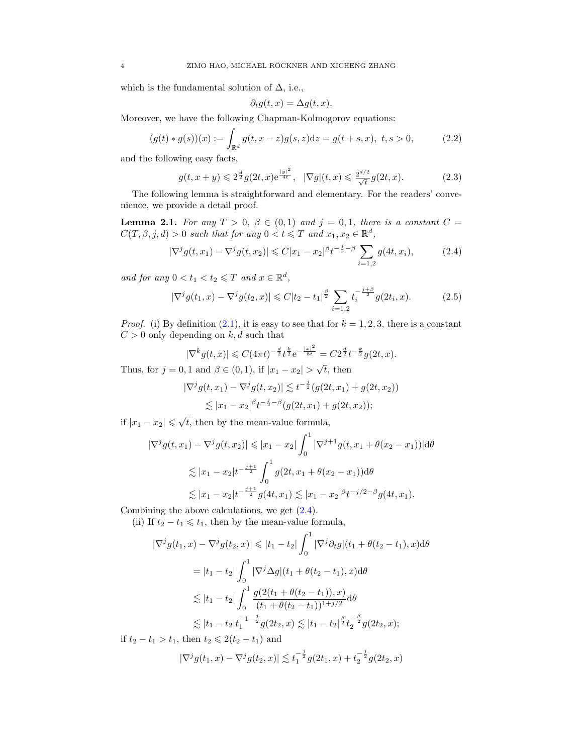which is the fundamental solution of $\Delta$, i.e.,

$$\partial_t g(t,x) = \Delta g(t,x).$$

Moreover, we have the following Chapman-Kolmogorov equations:

$$(g(t) * g(s))(x) := \int_{\mathbb{R}^d} g(t, x-z) g(s,z) \mathrm{d}z = g(t+s, x),\ t, s > 0, \tag{2.2}$$

and the following easy facts,

$$g(t, x+y) \leqslant 2^{\frac{d}{2}} g(2t, x) \mathrm{e}^{\frac{|y|^2}{4t}}, \quad |\nabla g|(t,x) \leqslant \tfrac{2^{d/2}}{\sqrt{t}} g(2t, x). \tag{2.3}$$

The following lemma is straightforward and elementary. For the readers' convenience, we provide a detail proof.

**Lemma 2.1.** *For any $T > 0$, $\beta \in (0,1)$ and $j = 0, 1$, there is a constant $C = C(T, \beta, j, d) > 0$ such that for any $0 < t \leqslant T$ and $x_1, x_2 \in \mathbb{R}^d$,*

$$|\nabla^j g(t, x_1) - \nabla^j g(t, x_2)| \leqslant C |x_1 - x_2|^\beta t^{-\frac{j}{2} - \beta} \sum_{i=1,2} g(4t, x_i), \tag{2.4}$$

*and for any $0 < t_1 < t_2 \leqslant T$ and $x \in \mathbb{R}^d$,*

$$|\nabla^j g(t_1, x) - \nabla^j g(t_2, x)| \leqslant C |t_2 - t_1|^{\frac{\beta}{2}} \sum_{i=1,2} t_i^{-\frac{j+\beta}{2}} g(2t_i, x). \tag{2.5}$$

*Proof.* (i) By definition (2.1), it is easy to see that for $k = 1, 2, 3$, there is a constant $C > 0$ only depending on $k, d$ such that

$$|\nabla^k g(t,x)| \leqslant C (4\pi t)^{-\frac{d}{2}} t^{\frac{k}{2}} \mathrm{e}^{-\frac{|x|^2}{8t}} = C 2^{\frac{d}{2}} t^{-\frac{k}{2}} g(2t, x).$$

Thus, for $j = 0, 1$ and $\beta \in (0,1)$, if $|x_1 - x_2| > \sqrt{t}$, then

$$\begin{aligned}
|\nabla^j g(t, x_1) - \nabla^j g(t, x_2)| &\lesssim t^{-\frac{j}{2}} (g(2t, x_1) + g(2t, x_2)) \\
&\lesssim |x_1 - x_2|^\beta t^{-\frac{j}{2} - \beta} (g(2t, x_1) + g(2t, x_2));
\end{aligned}$$

if $|x_1 - x_2| \leqslant \sqrt{t}$, then by the mean-value formula,

$$\begin{aligned}
|\nabla^j g(t, x_1) - \nabla^j g(t, x_2)| &\leqslant |x_1 - x_2| \int_0^1 |\nabla^{j+1} g(t, x_1 + \theta(x_2 - x_1))| \mathrm{d}\theta \\
&\lesssim |x_1 - x_2| t^{-\frac{j+1}{2}} \int_0^1 g(2t, x_1 + \theta(x_2 - x_1)) \mathrm{d}\theta \\
&\lesssim |x_1 - x_2| t^{-\frac{j+1}{2}} g(4t, x_1) \lesssim |x_1 - x_2|^\beta t^{-j/2 - \beta} g(4t, x_1).
\end{aligned}$$

Combining the above calculations, we get (2.4).

(ii) If $t_2 - t_1 \leqslant t_1$, then by the mean-value formula,

$$\begin{aligned}
|\nabla^j g(t_1, x) - \nabla^j g(t_2, x)| &\leqslant |t_1 - t_2| \int_0^1 |\nabla^j \partial_t g|(t_1 + \theta(t_2 - t_1), x) \mathrm{d}\theta \\
&= |t_1 - t_2| \int_0^1 |\nabla^j \Delta g|(t_1 + \theta(t_2 - t_1), x) \mathrm{d}\theta \\
&\lesssim |t_1 - t_2| \int_0^1 \frac{g(2(t_1 + \theta(t_2 - t_1)), x)}{(t_1 + \theta(t_2 - t_1))^{1 + j/2}} \mathrm{d}\theta \\
&\lesssim |t_1 - t_2| t_1^{-1 - \frac{j}{2}} g(2t_2, x) \lesssim |t_1 - t_2|^{\frac{\beta}{2}} t_2^{-\frac{\beta}{2}} g(2t_2, x);
\end{aligned}$$

if $t_2 - t_1 > t_1$, then $t_2 \leqslant 2(t_2 - t_1)$ and

$$|\nabla^j g(t_1, x) - \nabla^j g(t_2, x)| \lesssim t_1^{-\frac{j}{2}} g(2t_1, x) + t_2^{-\frac{j}{2}} g(2t_2, x)$$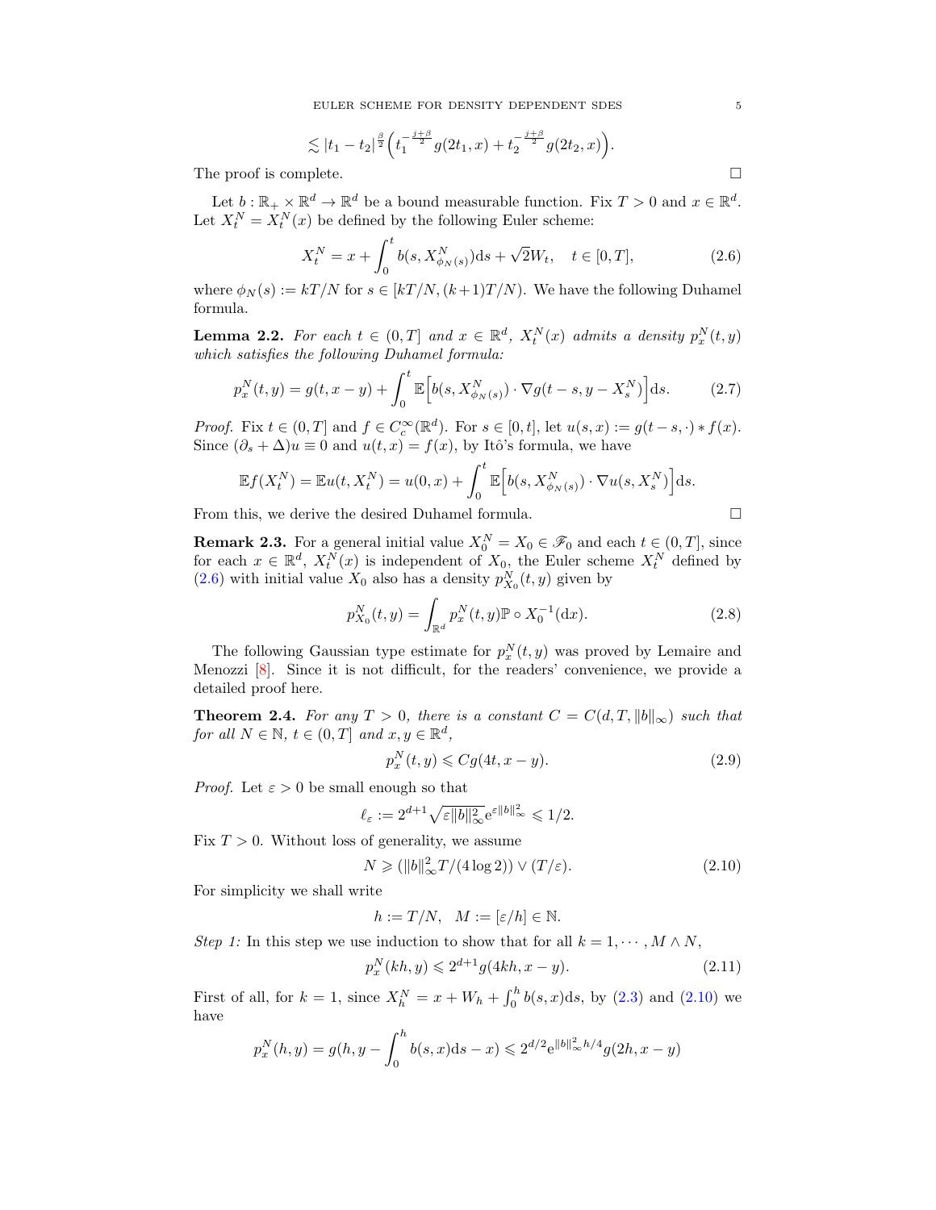$$\lesssim |t_1 - t_2|^{\frac{\beta}{2}} \Big( t_1^{-\frac{j+\beta}{2}} g(2t_1, x) + t_2^{-\frac{j+\beta}{2}} g(2t_2, x) \Big).$$

The proof is complete. $\square$

Let $b : \mathbb{R}_+ \times \mathbb{R}^d \to \mathbb{R}^d$ be a bound measurable function. Fix $T > 0$ and $x \in \mathbb{R}^d$. Let $X_t^N = X_t^N(x)$ be defined by the following Euler scheme:

$$X_t^N = x + \int_0^t b(s, X^N_{\phi_N(s)}) \mathrm{d}s + \sqrt{2} W_t, \quad t \in [0, T], \tag{2.6}$$

where $\phi_N(s) := kT/N$ for $s \in [kT/N, (k+1)T/N)$. We have the following Duhamel formula.

**Lemma 2.2.** *For each $t \in (0, T]$ and $x \in \mathbb{R}^d$, $X_t^N(x)$ admits a density $p_x^N(t, y)$ which satisfies the following Duhamel formula:*

$$p_x^N(t, y) = g(t, x - y) + \int_0^t \mathbb{E}\Big[ b(s, X^N_{\phi_N(s)}) \cdot \nabla g(t - s, y - X_s^N) \Big] \mathrm{d}s. \tag{2.7}$$

*Proof.* Fix $t \in (0, T]$ and $f \in C_c^\infty(\mathbb{R}^d)$. For $s \in [0, t]$, let $u(s, x) := g(t - s, \cdot) * f(x)$. Since $(\partial_s + \Delta) u \equiv 0$ and $u(t, x) = f(x)$, by Itô's formula, we have

$$\mathbb{E} f(X_t^N) = \mathbb{E} u(t, X_t^N) = u(0, x) + \int_0^t \mathbb{E}\Big[ b(s, X^N_{\phi_N(s)}) \cdot \nabla u(s, X_s^N) \Big] \mathrm{d}s.$$

From this, we derive the desired Duhamel formula. $\square$

**Remark 2.3.** For a general initial value $X_0^N = X_0 \in \mathscr{F}_0$ and each $t \in (0, T]$, since for each $x \in \mathbb{R}^d$, $X_t^N(x)$ is independent of $X_0$, the Euler scheme $X_t^N$ defined by (2.6) with initial value $X_0$ also has a density $p^N_{X_0}(t, y)$ given by

$$p^N_{X_0}(t, y) = \int_{\mathbb{R}^d} p_x^N(t, y) \mathbb{P} \circ X_0^{-1}(\mathrm{d}x). \tag{2.8}$$

The following Gaussian type estimate for $p_x^N(t, y)$ was proved by Lemaire and Menozzi [8]. Since it is not difficult, for the readers' convenience, we provide a detailed proof here.

**Theorem 2.4.** *For any $T > 0$, there is a constant $C = C(d, T, \|b\|_\infty)$ such that for all $N \in \mathbb{N}$, $t \in (0, T]$ and $x, y \in \mathbb{R}^d$,*

$$p_x^N(t, y) \leqslant C g(4t, x - y). \tag{2.9}$$

*Proof.* Let $\varepsilon > 0$ be small enough so that

$$\ell_\varepsilon := 2^{d+1} \sqrt{\varepsilon \|b\|_\infty^2} \mathrm{e}^{\varepsilon \|b\|_\infty^2} \leqslant 1/2.$$

Fix $T > 0$. Without loss of generality, we assume

$$N \geqslant (\|b\|_\infty^2 T / (4 \log 2)) \vee (T / \varepsilon). \tag{2.10}$$

For simplicity we shall write

$$h := T/N, \quad M := [\varepsilon / h] \in \mathbb{N}.$$

*Step 1:* In this step we use induction to show that for all $k = 1, \cdots, M \wedge N$,

$$p_x^N(kh, y) \leqslant 2^{d+1} g(4kh, x - y). \tag{2.11}$$

First of all, for $k = 1$, since $X_h^N = x + W_h + \int_0^h b(s, x) \mathrm{d}s$, by (2.3) and (2.10) we have

$$p_x^N(h, y) = g(h, y - \int_0^h b(s, x) \mathrm{d}s - x) \leqslant 2^{d/2} \mathrm{e}^{\|b\|_\infty^2 h/4} g(2h, x - y)$$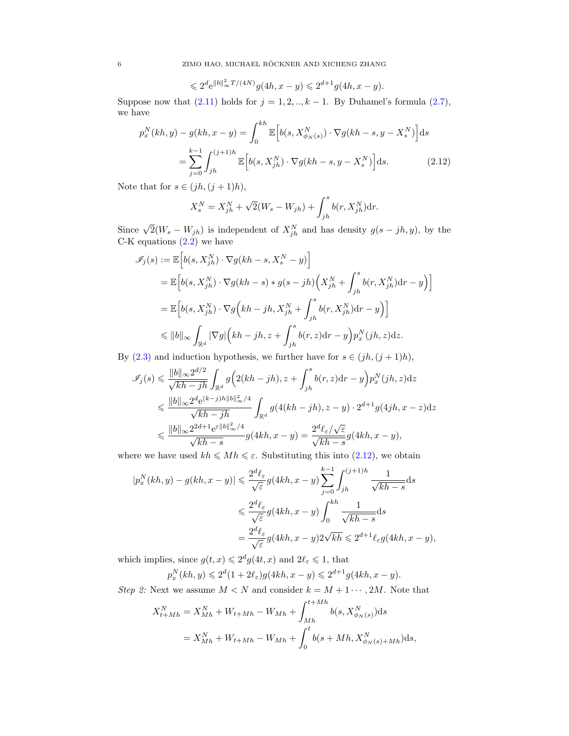$$\leqslant 2^d \mathrm{e}^{\|b\|_\infty^2 T/(4N)} g(4h, x-y) \leqslant 2^{d+1} g(4h, x-y).$$

Suppose now that (2.11) holds for $j = 1, 2, .., k-1$. By Duhamel's formula (2.7), we have

$$\begin{aligned} p_x^N(kh, y) - g(kh, x-y) &= \int_0^{kh} \mathbb{E}\Big[ b(s, X^N_{\phi_N(s)}) \cdot \nabla g(kh - s, y - X_s^N) \Big] \mathrm{d}s \\ &= \sum_{j=0}^{k-1} \int_{jh}^{(j+1)h} \mathbb{E}\Big[ b(s, X^N_{jh}) \cdot \nabla g(kh-s, y - X_s^N) \Big] \mathrm{d}s. \end{aligned} \tag{2.12}$$

Note that for $s \in (jh, (j+1)h)$,

$$X_s^N = X_{jh}^N + \sqrt{2}(W_s - W_{jh}) + \int_{jh}^s b(r, X_{jh}^N) \mathrm{d}r.$$

Since $\sqrt{2}(W_s - W_{jh})$ is independent of $X_{jh}^N$ and has density $g(s - jh, y)$, by the C-K equations (2.2) we have

$$\begin{aligned} \mathscr{I}_j(s) &:= \mathbb{E}\Big[ b(s, X_{jh}^N) \cdot \nabla g(kh - s, X_s^N - y) \Big] \\ &= \mathbb{E}\Big[ b(s, X_{jh}^N) \cdot \nabla g(kh-s) * g(s - jh)\Big( X_{jh}^N + \int_{jh}^s b(r, X_{jh}^N) \mathrm{d}r - y \Big) \Big] \\ &= \mathbb{E}\Big[ b(s, X_{jh}^N) \cdot \nabla g\Big( kh - jh, X_{jh}^N + \int_{jh}^s b(r, X_{jh}^N)\mathrm{d}r - y \Big) \Big] \\ &\leqslant \|b\|_\infty \int_{\mathbb{R}^d} |\nabla g| \Big( kh - jh, z + \int_{jh}^s b(r, z) \mathrm{d}r - y \Big) p_x^N(jh, z) \mathrm{d}z. \end{aligned}$$

By (2.3) and induction hypothesis, we further have for $s \in (jh, (j+1)h)$,

$$\begin{aligned} \mathscr{I}_j(s) &\leqslant \frac{\|b\|_\infty 2^{d/2}}{\sqrt{kh - jh}} \int_{\mathbb{R}^d} g\Big( 2(kh - jh), z + \int_{jh}^s b(r, z)\mathrm{d}r - y \Big) p_x^N(jh, z) \mathrm{d}z \\ &\leqslant \frac{\|b\|_\infty 2^d \mathrm{e}^{(k-j)h\|b\|_\infty^2/4}}{\sqrt{kh - jh}} \int_{\mathbb{R}^d} g(4(kh - jh), z - y) \cdot 2^{d+1} g(4jh, x - z) \mathrm{d}z \\ &\leqslant \frac{\|b\|_\infty 2^{2d+1} \mathrm{e}^{\varepsilon \|b\|_\infty^2/4}}{\sqrt{kh - s}} g(4kh, x-y) = \frac{2^d \ell_\varepsilon / \sqrt{\varepsilon}}{\sqrt{kh - s}} g(4kh, x-y), \end{aligned}$$

where we have used $kh \leqslant Mh \leqslant \varepsilon$. Substituting this into (2.12), we obtain

$$\begin{aligned} |p_x^N(kh, y) - g(kh, x-y)| &\leqslant \frac{2^d \ell_\varepsilon}{\sqrt{\varepsilon}} g(4kh, x-y) \sum_{j=0}^{k-1} \int_{jh}^{(j+1)h} \frac{1}{\sqrt{kh - s}} \mathrm{d}s \\ &\leqslant \frac{2^d \ell_\varepsilon}{\sqrt{\varepsilon}} g(4kh, x-y) \int_0^{kh} \frac{1}{\sqrt{kh - s}} \mathrm{d}s \\ &= \frac{2^d \ell_\varepsilon}{\sqrt{\varepsilon}} g(4kh, x-y) 2\sqrt{kh} \leqslant 2^{d+1} \ell_\varepsilon g(4kh, x-y), \end{aligned}$$

which implies, since $g(t, x) \leqslant 2^d g(4t, x)$ and $2\ell_\varepsilon \leqslant 1$, that

$$p_x^N(kh, y) \leqslant 2^d (1 + 2\ell_\varepsilon) g(4kh, x-y) \leqslant 2^{d+1} g(4kh, x-y).$$

*Step 2:* Next we assume $M < N$ and consider $k = M+1 \cdots, 2M$. Note that

$$\begin{aligned} X_{t+Mh}^N &= X_{Mh}^N + W_{t+Mh} - W_{Mh} + \int_{Mh}^{t+Mh} b(s, X^N_{\phi_N(s)}) \mathrm{d}s \\ &= X_{Mh}^N + W_{t+Mh} - W_{Mh} + \int_0^t b(s + Mh, X^N_{\phi_N(s) + Mh}) \mathrm{d}s, \end{aligned}$$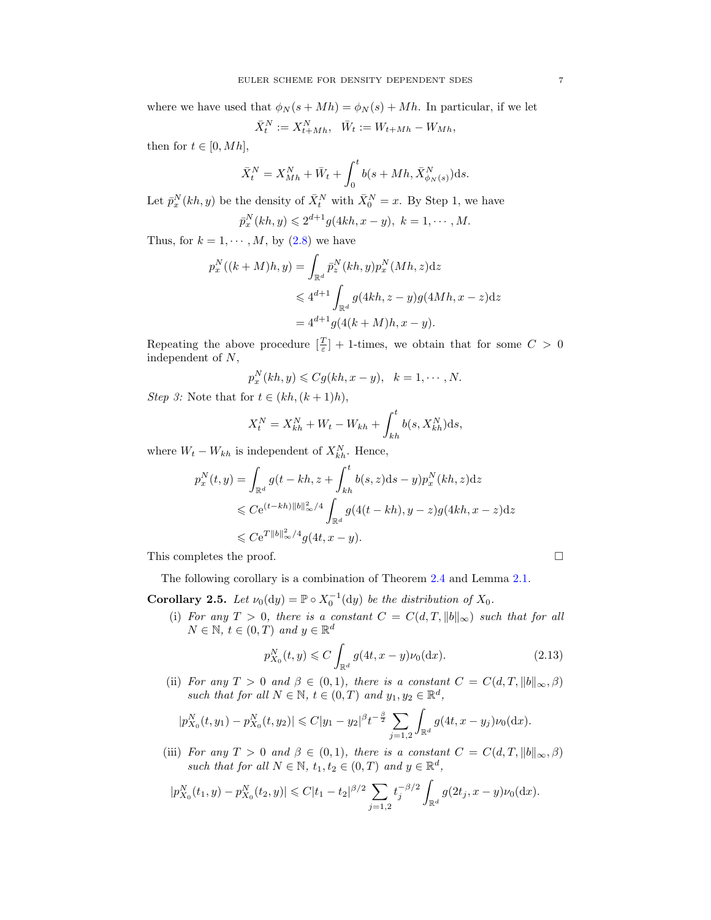where we have used that $\phi_N(s+Mh) = \phi_N(s) + Mh$. In particular, if we let

$$\bar{X}_t^N := X_{t+Mh}^N, \quad \bar{W}_t := W_{t+Mh} - W_{Mh},$$

then for $t \in [0, Mh]$,

$$\bar{X}_t^N = X_{Mh}^N + \bar{W}_t + \int_0^t b(s+Mh, \bar{X}_{\phi_N(s)}^N)\mathrm{d}s.$$

Let $\bar{p}_x^N(kh, y)$ be the density of $\bar{X}_t^N$ with $\bar{X}_0^N = x$. By Step 1, we have

$$\bar{p}_x^N(kh, y) \leqslant 2^{d+1} g(4kh, x-y), \ k = 1, \cdots, M.$$

Thus, for $k = 1, \cdots, M$, by (2.8) we have

$$\begin{aligned}
p_x^N((k+M)h, y) &= \int_{\mathbb{R}^d} \bar{p}_z^N(kh, y) p_x^N(Mh, z)\mathrm{d}z \\
&\leqslant 4^{d+1} \int_{\mathbb{R}^d} g(4kh, z-y) g(4Mh, x-z)\mathrm{d}z \\
&= 4^{d+1} g(4(k+M)h, x-y).
\end{aligned}$$

Repeating the above procedure $[\frac{T}{\varepsilon}] + 1$-times, we obtain that for some $C > 0$ independent of $N$,

$$p_x^N(kh, y) \leqslant C g(kh, x-y), \quad k = 1, \cdots, N.$$

*Step 3:* Note that for $t \in (kh, (k+1)h)$,

$$X_t^N = X_{kh}^N + W_t - W_{kh} + \int_{kh}^t b(s, X_{kh}^N)\mathrm{d}s,$$

where $W_t - W_{kh}$ is independent of $X_{kh}^N$. Hence,

$$\begin{aligned}
p_x^N(t, y) &= \int_{\mathbb{R}^d} g(t-kh, z + \int_{kh}^t b(s,z)\mathrm{d}s - y) p_x^N(kh, z)\mathrm{d}z \\
&\leqslant C \mathrm{e}^{(t-kh)\|b\|_\infty^2/4} \int_{\mathbb{R}^d} g(4(t-kh), y-z) g(4kh, x-z)\mathrm{d}z \\
&\leqslant C \mathrm{e}^{T\|b\|_\infty^2/4} g(4t, x-y).
\end{aligned}$$

This completes the proof. $\square$

The following corollary is a combination of Theorem 2.4 and Lemma 2.1.

**Corollary 2.5.** *Let $\nu_0(\mathrm{d}y) = \mathbb{P} \circ X_0^{-1}(\mathrm{d}y)$ be the distribution of $X_0$.*

(i) *For any $T > 0$, there is a constant $C = C(d, T, \|b\|_\infty)$ such that for all $N \in \mathbb{N}$, $t \in (0, T)$ and $y \in \mathbb{R}^d$*

$$p_{X_0}^N(t, y) \leqslant C \int_{\mathbb{R}^d} g(4t, x-y)\nu_0(\mathrm{d}x). \tag{2.13}$$

(ii) *For any $T > 0$ and $\beta \in (0,1)$, there is a constant $C = C(d, T, \|b\|_\infty, \beta)$ such that for all $N \in \mathbb{N}$, $t \in (0, T)$ and $y_1, y_2 \in \mathbb{R}^d$,*

$$|p_{X_0}^N(t, y_1) - p_{X_0}^N(t, y_2)| \leqslant C|y_1 - y_2|^\beta t^{-\frac{\beta}{2}} \sum_{j=1,2} \int_{\mathbb{R}^d} g(4t, x - y_j)\nu_0(\mathrm{d}x).$$

(iii) *For any $T > 0$ and $\beta \in (0,1)$, there is a constant $C = C(d, T, \|b\|_\infty, \beta)$ such that for all $N \in \mathbb{N}$, $t_1, t_2 \in (0, T)$ and $y \in \mathbb{R}^d$,*

$$|p_{X_0}^N(t_1, y) - p_{X_0}^N(t_2, y)| \leqslant C|t_1 - t_2|^{\beta/2} \sum_{j=1,2} t_j^{-\beta/2} \int_{\mathbb{R}^d} g(2t_j, x-y)\nu_0(\mathrm{d}x).$$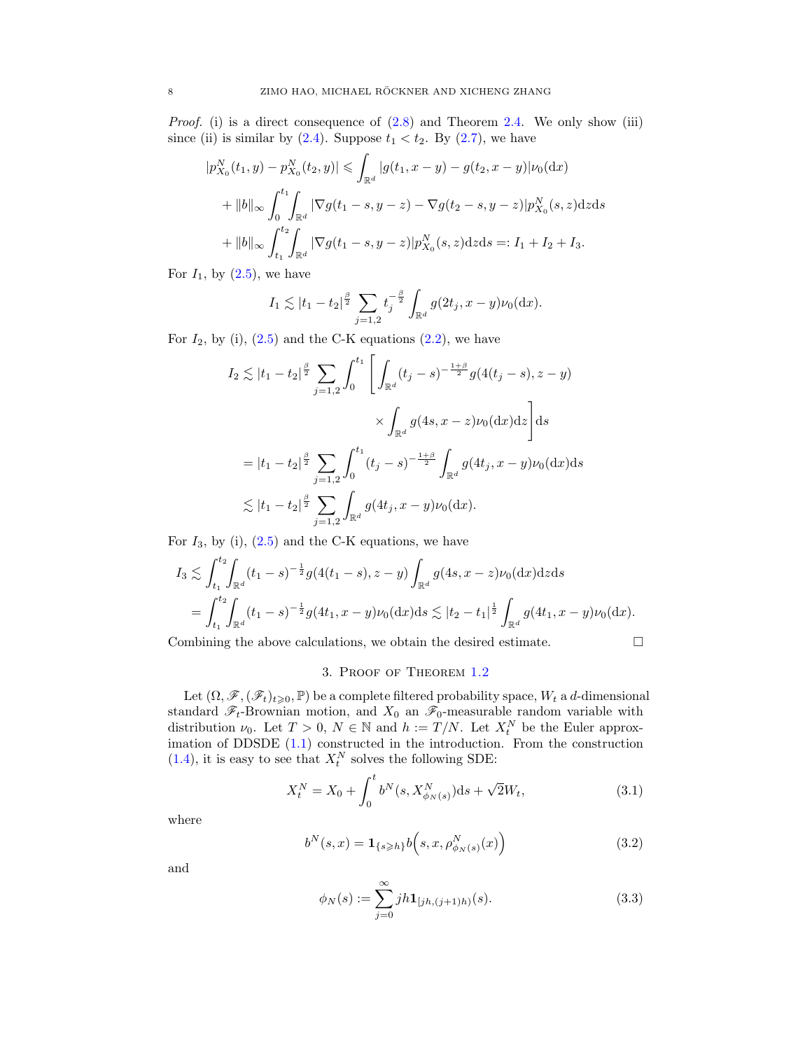*Proof.* (i) is a direct consequence of (2.8) and Theorem 2.4. We only show (iii) since (ii) is similar by (2.4). Suppose $t_1 < t_2$. By (2.7), we have

$$
\begin{aligned}
|p^N_{X_0}(t_1, y) - p^N_{X_0}(t_2, y)| &\leqslant \int_{\mathbb{R}^d} |g(t_1, x-y) - g(t_2, x-y)|\nu_0(\mathrm{d}x) \\
&+ \|b\|_\infty \int_0^{t_1}\int_{\mathbb{R}^d} |\nabla g(t_1 - s, y-z) - \nabla g(t_2 - s, y-z)| p^N_{X_0}(s,z)\mathrm{d}z\mathrm{d}s \\
&+ \|b\|_\infty \int_{t_1}^{t_2}\int_{\mathbb{R}^d} |\nabla g(t_1 - s, y-z)| p^N_{X_0}(s,z)\mathrm{d}z\mathrm{d}s =: I_1 + I_2 + I_3.
\end{aligned}
$$

For $I_1$, by (2.5), we have

$$
I_1 \lesssim |t_1 - t_2|^{\frac{\beta}{2}} \sum_{j=1,2} t_j^{-\frac{\beta}{2}} \int_{\mathbb{R}^d} g(2t_j, x-y)\nu_0(\mathrm{d}x).
$$

For $I_2$, by (i), (2.5) and the C-K equations (2.2), we have

$$
\begin{aligned}
I_2 &\lesssim |t_1 - t_2|^{\frac{\beta}{2}} \sum_{j=1,2} \int_0^{t_1} \Bigg[ \int_{\mathbb{R}^d} (t_j - s)^{-\frac{1+\beta}{2}} g(4(t_j - s), z-y) \\
&\qquad\qquad \times \int_{\mathbb{R}^d} g(4s, x-z)\nu_0(\mathrm{d}x)\mathrm{d}z \Bigg]\mathrm{d}s \\
&= |t_1 - t_2|^{\frac{\beta}{2}} \sum_{j=1,2} \int_0^{t_1} (t_j - s)^{-\frac{1+\beta}{2}} \int_{\mathbb{R}^d} g(4t_j, x-y)\nu_0(\mathrm{d}x)\mathrm{d}s \\
&\lesssim |t_1 - t_2|^{\frac{\beta}{2}} \sum_{j=1,2} \int_{\mathbb{R}^d} g(4t_j, x-y)\nu_0(\mathrm{d}x).
\end{aligned}
$$

For $I_3$, by (i), (2.5) and the C-K equations, we have

$$
\begin{aligned}
I_3 &\lesssim \int_{t_1}^{t_2}\int_{\mathbb{R}^d} (t_1 - s)^{-\frac{1}{2}} g(4(t_1 - s), z-y) \int_{\mathbb{R}^d} g(4s, x-z)\nu_0(\mathrm{d}x)\mathrm{d}z\mathrm{d}s \\
&= \int_{t_1}^{t_2}\int_{\mathbb{R}^d} (t_1 - s)^{-\frac{1}{2}} g(4t_1, x-y)\nu_0(\mathrm{d}x)\mathrm{d}s \lesssim |t_2 - t_1|^{\frac{1}{2}} \int_{\mathbb{R}^d} g(4t_1, x-y)\nu_0(\mathrm{d}x).
\end{aligned}
$$

Combining the above calculations, we obtain the desired estimate. $\square$

## 3. Proof of Theorem 1.2

Let $(\Omega, \mathscr{F}, (\mathscr{F}_t)_{t\geqslant 0}, \mathbb{P})$ be a complete filtered probability space, $W_t$ a $d$-dimensional standard $\mathscr{F}_t$-Brownian motion, and $X_0$ an $\mathscr{F}_0$-measurable random variable with distribution $\nu_0$. Let $T > 0$, $N \in \mathbb{N}$ and $h := T/N$. Let $X^N_t$ be the Euler approximation of DDSDE (1.1) constructed in the introduction. From the construction (1.4), it is easy to see that $X^N_t$ solves the following SDE:

$$
X^N_t = X_0 + \int_0^t b^N(s, X^N_{\phi_N(s)})\mathrm{d}s + \sqrt{2}W_t, \tag{3.1}
$$

where

$$
b^N(s,x) = \mathbf{1}_{\{s\geqslant h\}} b\Big(s, x, \rho^N_{\phi_N(s)}(x)\Big) \tag{3.2}
$$

and

$$
\phi_N(s) := \sum_{j=0}^\infty jh \mathbf{1}_{[jh,(j+1)h)}(s). \tag{3.3}
$$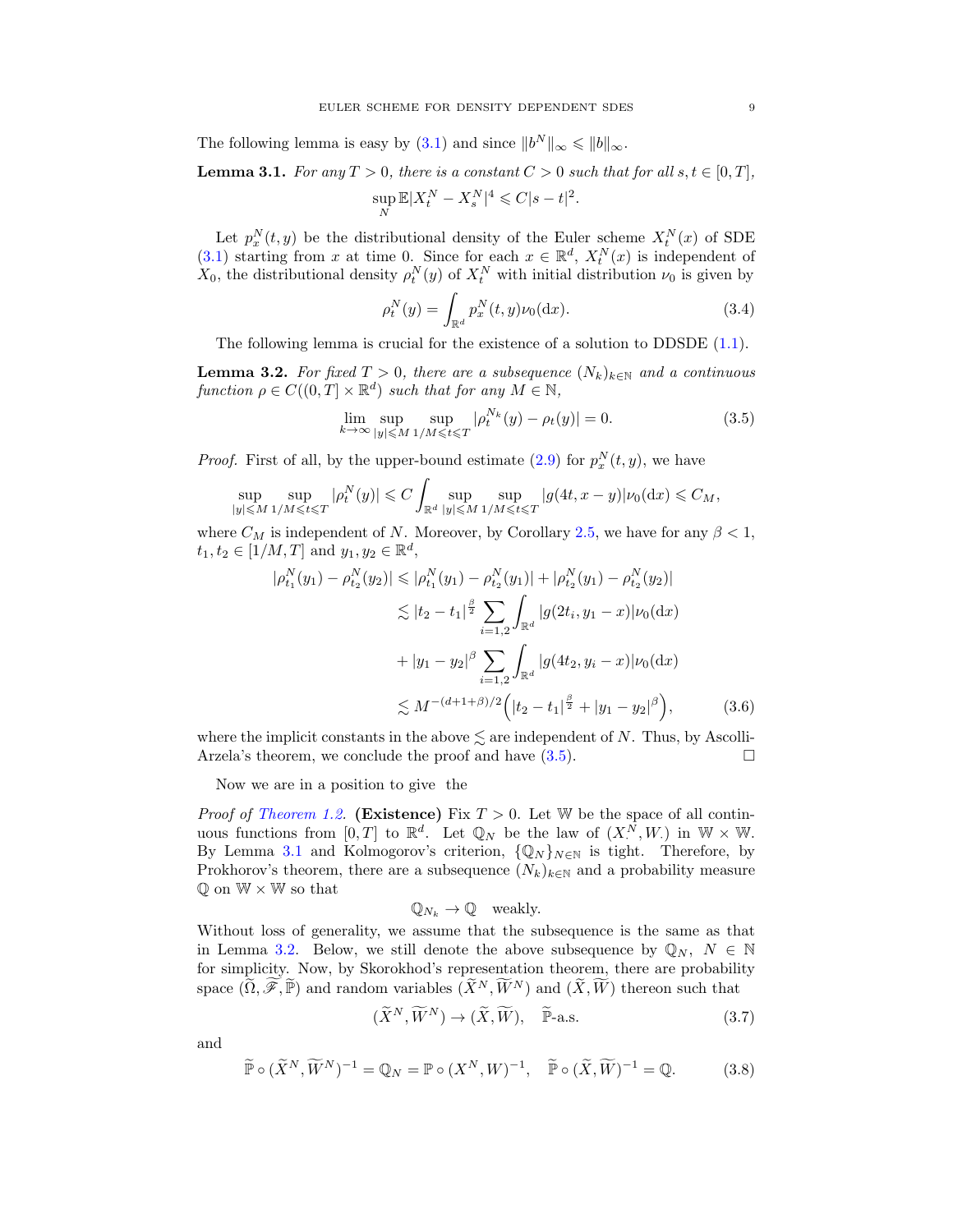The following lemma is easy by (3.1) and since $\|b^N\|_\infty \leqslant \|b\|_\infty$.

**Lemma 3.1.** *For any $T>0$, there is a constant $C>0$ such that for all $s,t\in[0,T]$,*

$$\sup_N \mathbb{E}|X_t^N - X_s^N|^4 \leqslant C|s-t|^2.$$

Let $p_x^N(t,y)$ be the distributional density of the Euler scheme $X_t^N(x)$ of SDE (3.1) starting from $x$ at time 0. Since for each $x\in\mathbb{R}^d$, $X_t^N(x)$ is independent of $X_0$, the distributional density $\rho_t^N(y)$ of $X_t^N$ with initial distribution $\nu_0$ is given by

$$\rho_t^N(y) = \int_{\mathbb{R}^d} p_x^N(t,y)\nu_0(\mathrm{d}x). \tag{3.4}$$

The following lemma is crucial for the existence of a solution to DDSDE (1.1).

**Lemma 3.2.** *For fixed $T>0$, there are a subsequence $(N_k)_{k\in\mathbb{N}}$ and a continuous function $\rho\in C((0,T]\times\mathbb{R}^d)$ such that for any $M\in\mathbb{N}$,*

$$\lim_{k\to\infty}\sup_{|y|\leqslant M}\sup_{1/M\leqslant t\leqslant T}|\rho_t^{N_k}(y)-\rho_t(y)|=0. \tag{3.5}$$

*Proof.* First of all, by the upper-bound estimate (2.9) for $p_x^N(t,y)$, we have

$$\sup_{|y|\leqslant M}\sup_{1/M\leqslant t\leqslant T}|\rho_t^N(y)| \leqslant C\int_{\mathbb{R}^d}\sup_{|y|\leqslant M}\sup_{1/M\leqslant t\leqslant T}|g(4t,x-y)|\nu_0(\mathrm{d}x)\leqslant C_M,$$

where $C_M$ is independent of $N$. Moreover, by Corollary 2.5, we have for any $\beta<1$, $t_1,t_2\in[1/M,T]$ and $y_1,y_2\in\mathbb{R}^d$,

$$\begin{aligned}
|\rho_{t_1}^N(y_1)-\rho_{t_2}^N(y_2)| &\leqslant |\rho_{t_1}^N(y_1)-\rho_{t_2}^N(y_1)|+|\rho_{t_2}^N(y_1)-\rho_{t_2}^N(y_2)|\\
&\lesssim |t_2-t_1|^{\frac{\beta}{2}}\sum_{i=1,2}\int_{\mathbb{R}^d}|g(2t_i,y_1-x)|\nu_0(\mathrm{d}x)\\
&\quad+|y_1-y_2|^\beta\sum_{i=1,2}\int_{\mathbb{R}^d}|g(4t_2,y_i-x)|\nu_0(\mathrm{d}x)\\
&\lesssim M^{-(d+1+\beta)/2}\Big(|t_2-t_1|^{\frac{\beta}{2}}+|y_1-y_2|^\beta\Big),
\end{aligned} \tag{3.6}$$

where the implicit constants in the above $\lesssim$ are independent of $N$. Thus, by Ascolli-Arzela's theorem, we conclude the proof and have (3.5). $\square$

Now we are in a position to give the

*Proof of Theorem 1.2.* **(Existence)** Fix $T>0$. Let $\mathbb{W}$ be the space of all continuous functions from $[0,T]$ to $\mathbb{R}^d$. Let $\mathbb{Q}_N$ be the law of $(X^N_\cdot, W_\cdot)$ in $\mathbb{W}\times\mathbb{W}$. By Lemma 3.1 and Kolmogorov's criterion, $\{\mathbb{Q}_N\}_{N\in\mathbb{N}}$ is tight. Therefore, by Prokhorov's theorem, there are a subsequence $(N_k)_{k\in\mathbb{N}}$ and a probability measure $\mathbb{Q}$ on $\mathbb{W}\times\mathbb{W}$ so that

$$\mathbb{Q}_{N_k}\to\mathbb{Q}\quad\text{weakly}.$$

Without loss of generality, we assume that the subsequence is the same as that in Lemma 3.2. Below, we still denote the above subsequence by $\mathbb{Q}_N$, $N\in\mathbb{N}$ for simplicity. Now, by Skorokhod's representation theorem, there are probability space $(\widetilde{\Omega},\widetilde{\mathscr{F}},\widetilde{\mathbb{P}})$ and random variables $(\widetilde{X}^N,\widetilde{W}^N)$ and $(\widetilde{X},\widetilde{W})$ thereon such that

$$(\widetilde{X}^N,\widetilde{W}^N)\to(\widetilde{X},\widetilde{W}),\quad \widetilde{\mathbb{P}}\text{-a.s.} \tag{3.7}$$

and

$$\widetilde{\mathbb{P}}\circ(\widetilde{X}^N,\widetilde{W}^N)^{-1}=\mathbb{Q}_N=\mathbb{P}\circ(X^N,W)^{-1},\quad \widetilde{\mathbb{P}}\circ(\widetilde{X},\widetilde{W})^{-1}=\mathbb{Q}. \tag{3.8}$$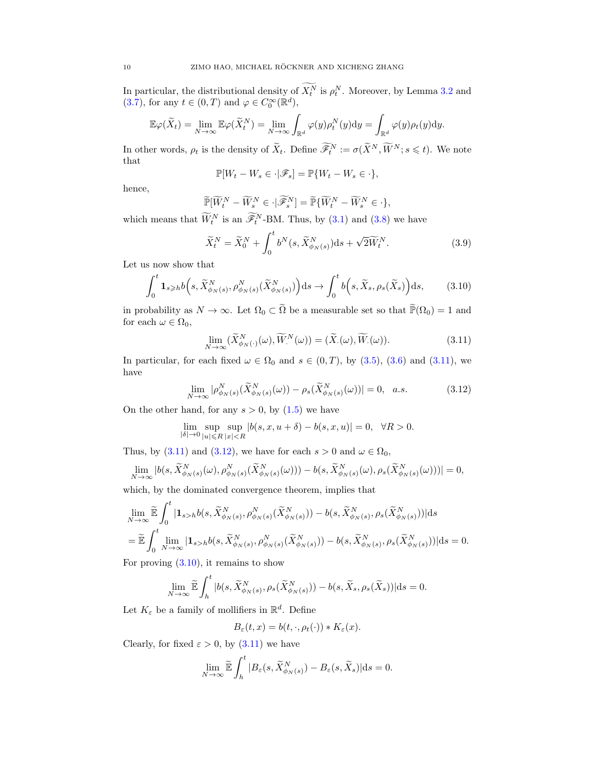In particular, the distributional density of $\widetilde{X_t^N}$ is $\rho_t^N$. Moreover, by Lemma 3.2 and (3.7), for any $t \in (0,T)$ and $\varphi \in C_0^\infty(\mathbb{R}^d)$,

$$\mathbb{E}\varphi(\widetilde{X}_t) = \lim_{N\to\infty} \mathbb{E}\varphi(\widetilde{X}_t^N) = \lim_{N\to\infty} \int_{\mathbb{R}^d} \varphi(y)\rho_t^N(y)\mathrm{d}y = \int_{\mathbb{R}^d} \varphi(y)\rho_t(y)\mathrm{d}y.$$

In other words, $\rho_t$ is the density of $\widetilde{X}_t$. Define $\widetilde{\mathscr{F}}_t^N := \sigma(\widetilde{X}^N, \widetilde{W}^N; s \leqslant t)$. We note that

$$\mathbb{P}[W_t - W_s \in \cdot | \mathscr{F}_s] = \mathbb{P}\{W_t - W_s \in \cdot\},$$

hence,

$$\widetilde{\mathbb{P}}[\widetilde{W}_t^N - \widetilde{W}_s^N \in \cdot | \widetilde{\mathscr{F}}_s^N] = \widetilde{\mathbb{P}}\{\widetilde{W}_t^N - \widetilde{W}_s^N \in \cdot\},$$

which means that $\widetilde{W}_t^N$ is an $\widetilde{\mathscr{F}}_t^N$-BM. Thus, by (3.1) and (3.8) we have

$$\widetilde{X}_t^N = \widetilde{X}_0^N + \int_0^t b^N(s, \widetilde{X}_{\phi_N(s)}^N)\mathrm{d}s + \sqrt{2}\widetilde{W}_t^N. \tag{3.9}$$

Let us now show that

$$\int_0^t \mathbf{1}_{s\geqslant h} b\Big(s, \widetilde{X}_{\phi_N(s)}^N, \rho_{\phi_N(s)}^N(\widetilde{X}_{\phi_N(s)}^N)\Big)\mathrm{d}s \to \int_0^t b\Big(s, \widetilde{X}_s, \rho_s(\widetilde{X}_s)\Big)\mathrm{d}s, \tag{3.10}$$

in probability as $N \to \infty$. Let $\Omega_0 \subset \widetilde{\Omega}$ be a measurable set so that $\widetilde{\mathbb{P}}(\Omega_0) = 1$ and for each $\omega \in \Omega_0$,

$$\lim_{N\to\infty} (\widetilde{X}_{\phi_N(\cdot)}^N(\omega), \widetilde{W}_\cdot^N(\omega)) = (\widetilde{X}_\cdot(\omega), \widetilde{W}_\cdot(\omega)). \tag{3.11}$$

In particular, for each fixed $\omega \in \Omega_0$ and $s \in (0,T)$, by (3.5), (3.6) and (3.11), we have

$$\lim_{N\to\infty} |\rho_{\phi_N(s)}^N(\widetilde{X}_{\phi_N(s)}^N(\omega)) - \rho_s(\widetilde{X}_{\phi_N(s)}^N(\omega))| = 0, \quad a.s. \tag{3.12}$$

On the other hand, for any $s > 0$, by (1.5) we have

$$\lim_{|\delta|\to 0} \sup_{|u|\leqslant R} \sup_{|x|<R} |b(s,x,u+\delta) - b(s,x,u)| = 0, \quad \forall R > 0.$$

Thus, by (3.11) and (3.12), we have for each $s > 0$ and $\omega \in \Omega_0$,

$$\lim_{N\to\infty} |b(s, \widetilde{X}_{\phi_N(s)}^N(\omega), \rho_{\phi_N(s)}^N(\widetilde{X}_{\phi_N(s)}^N(\omega))) - b(s, \widetilde{X}_{\phi_N(s)}^N(\omega), \rho_s(\widetilde{X}_{\phi_N(s)}^N(\omega)))| = 0,$$

which, by the dominated convergence theorem, implies that

$$\begin{aligned}
&\lim_{N\to\infty} \widetilde{\mathbb{E}} \int_0^t |\mathbf{1}_{s>h} b(s, \widetilde{X}_{\phi_N(s)}^N, \rho_{\phi_N(s)}^N(\widetilde{X}_{\phi_N(s)}^N)) - b(s, \widetilde{X}_{\phi_N(s)}^N, \rho_s(\widetilde{X}_{\phi_N(s)}^N))|\mathrm{d}s \\
&= \widetilde{\mathbb{E}} \int_0^t \lim_{N\to\infty} |\mathbf{1}_{s>h} b(s, \widetilde{X}_{\phi_N(s)}^N, \rho_{\phi_N(s)}^N(\widetilde{X}_{\phi_N(s)}^N)) - b(s, \widetilde{X}_{\phi_N(s)}^N, \rho_s(\widetilde{X}_{\phi_N(s)}^N))|\mathrm{d}s = 0.
\end{aligned}$$

For proving (3.10), it remains to show

$$\lim_{N\to\infty} \widetilde{\mathbb{E}} \int_h^t |b(s, \widetilde{X}_{\phi_N(s)}^N, \rho_s(\widetilde{X}_{\phi_N(s)}^N)) - b(s, \widetilde{X}_s, \rho_s(\widetilde{X}_s))|\mathrm{d}s = 0.$$

Let $K_\varepsilon$ be a family of mollifiers in $\mathbb{R}^d$. Define

$$B_\varepsilon(t,x) = b(t, \cdot, \rho_t(\cdot)) * K_\varepsilon(x).$$

Clearly, for fixed $\varepsilon > 0$, by (3.11) we have

$$\lim_{N\to\infty} \widetilde{\mathbb{E}} \int_h^t |B_\varepsilon(s, \widetilde{X}_{\phi_N(s)}^N) - B_\varepsilon(s, \widetilde{X}_s)|\mathrm{d}s = 0.$$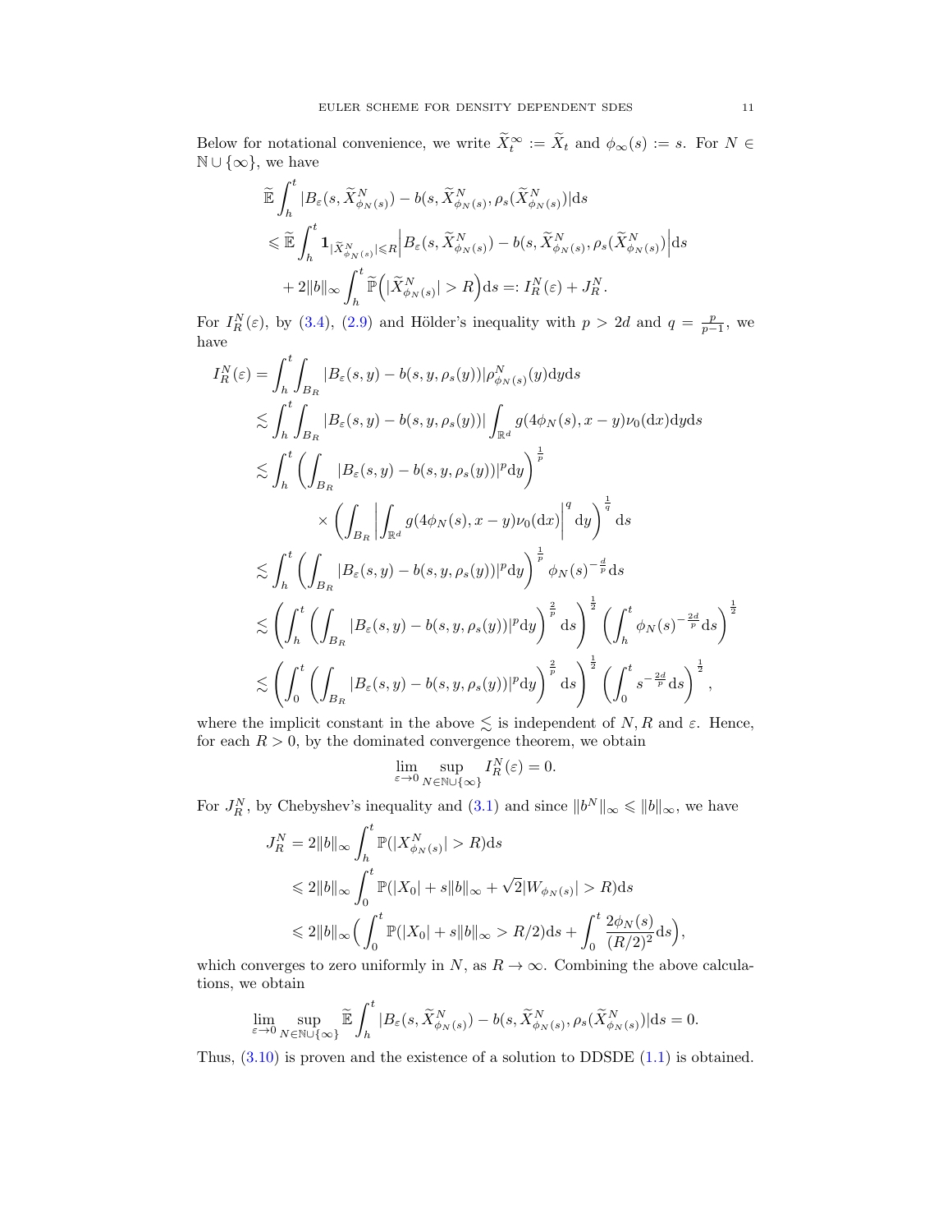Below for notational convenience, we write $\widetilde{X}_t^\infty := \widetilde{X}_t$ and $\phi_\infty(s) := s$. For $N \in \mathbb{N} \cup \{\infty\}$, we have

$$
\begin{aligned}
&\widetilde{\mathbb{E}} \int_h^t |B_\varepsilon(s, \widetilde{X}^N_{\phi_N(s)}) - b(s, \widetilde{X}^N_{\phi_N(s)}, \rho_s(\widetilde{X}^N_{\phi_N(s)}))| \mathrm{d}s \\
&\leqslant \widetilde{\mathbb{E}} \int_h^t \mathbf{1}_{|\widetilde{X}^N_{\phi_N(s)}| \leqslant R} \Big| B_\varepsilon(s, \widetilde{X}^N_{\phi_N(s)}) - b(s, \widetilde{X}^N_{\phi_N(s)}, \rho_s(\widetilde{X}^N_{\phi_N(s)}) \Big| \mathrm{d}s \\
&\quad + 2\|b\|_\infty \int_h^t \widetilde{\mathbb{P}}\Big( |\widetilde{X}^N_{\phi_N(s)}| > R \Big) \mathrm{d}s =: I_R^N(\varepsilon) + J_R^N.
\end{aligned}
$$

For $I_R^N(\varepsilon)$, by (3.4), (2.9) and Hölder's inequality with $p > 2d$ and $q = \frac{p}{p-1}$, we have

$$
\begin{aligned}
I_R^N(\varepsilon) &= \int_h^t \int_{B_R} |B_\varepsilon(s, y) - b(s, y, \rho_s(y))| \rho^N_{\phi_N(s)}(y) \mathrm{d}y \mathrm{d}s \\
&\lesssim \int_h^t \int_{B_R} |B_\varepsilon(s, y) - b(s, y, \rho_s(y))| \int_{\mathbb{R}^d} g(4\phi_N(s), x - y) \nu_0(\mathrm{d}x) \mathrm{d}y \mathrm{d}s \\
&\lesssim \int_h^t \left( \int_{B_R} |B_\varepsilon(s, y) - b(s, y, \rho_s(y))|^p \mathrm{d}y \right)^{\frac{1}{p}} \\
&\qquad \times \left( \int_{B_R} \left| \int_{\mathbb{R}^d} g(4\phi_N(s), x - y) \nu_0(\mathrm{d}x) \right|^q \mathrm{d}y \right)^{\frac{1}{q}} \mathrm{d}s \\
&\lesssim \int_h^t \left( \int_{B_R} |B_\varepsilon(s, y) - b(s, y, \rho_s(y))|^p \mathrm{d}y \right)^{\frac{1}{p}} \phi_N(s)^{-\frac{d}{p}} \mathrm{d}s \\
&\lesssim \left( \int_h^t \left( \int_{B_R} |B_\varepsilon(s, y) - b(s, y, \rho_s(y))|^p \mathrm{d}y \right)^{\frac{2}{p}} \mathrm{d}s \right)^{\frac{1}{2}} \left( \int_h^t \phi_N(s)^{-\frac{2d}{p}} \mathrm{d}s \right)^{\frac{1}{2}} \\
&\lesssim \left( \int_0^t \left( \int_{B_R} |B_\varepsilon(s, y) - b(s, y, \rho_s(y))|^p \mathrm{d}y \right)^{\frac{2}{p}} \mathrm{d}s \right)^{\frac{1}{2}} \left( \int_0^t s^{-\frac{2d}{p}} \mathrm{d}s \right)^{\frac{1}{2}},
\end{aligned}
$$

where the implicit constant in the above $\lesssim$ is independent of $N, R$ and $\varepsilon$. Hence, for each $R > 0$, by the dominated convergence theorem, we obtain

$$
\lim_{\varepsilon \to 0} \sup_{N \in \mathbb{N} \cup \{\infty\}} I_R^N(\varepsilon) = 0.
$$

For $J_R^N$, by Chebyshev's inequality and (3.1) and since $\|b^N\|_\infty \leqslant \|b\|_\infty$, we have

$$
\begin{aligned}
J_R^N &= 2\|b\|_\infty \int_h^t \mathbb{P}(|X^N_{\phi_N(s)}| > R) \mathrm{d}s \\
&\leqslant 2\|b\|_\infty \int_0^t \mathbb{P}(|X_0| + s\|b\|_\infty + \sqrt{2}|W_{\phi_N(s)}| > R) \mathrm{d}s \\
&\leqslant 2\|b\|_\infty \Big( \int_0^t \mathbb{P}(|X_0| + s\|b\|_\infty > R/2) \mathrm{d}s + \int_0^t \frac{2\phi_N(s)}{(R/2)^2} \mathrm{d}s \Big),
\end{aligned}
$$

which converges to zero uniformly in $N$, as $R \to \infty$. Combining the above calculations, we obtain

$$
\lim_{\varepsilon \to 0} \sup_{N \in \mathbb{N} \cup \{\infty\}} \widetilde{\mathbb{E}} \int_h^t |B_\varepsilon(s, \widetilde{X}^N_{\phi_N(s)}) - b(s, \widetilde{X}^N_{\phi_N(s)}, \rho_s(\widetilde{X}^N_{\phi_N(s)}))| \mathrm{d}s = 0.
$$

Thus, (3.10) is proven and the existence of a solution to DDSDE (1.1) is obtained.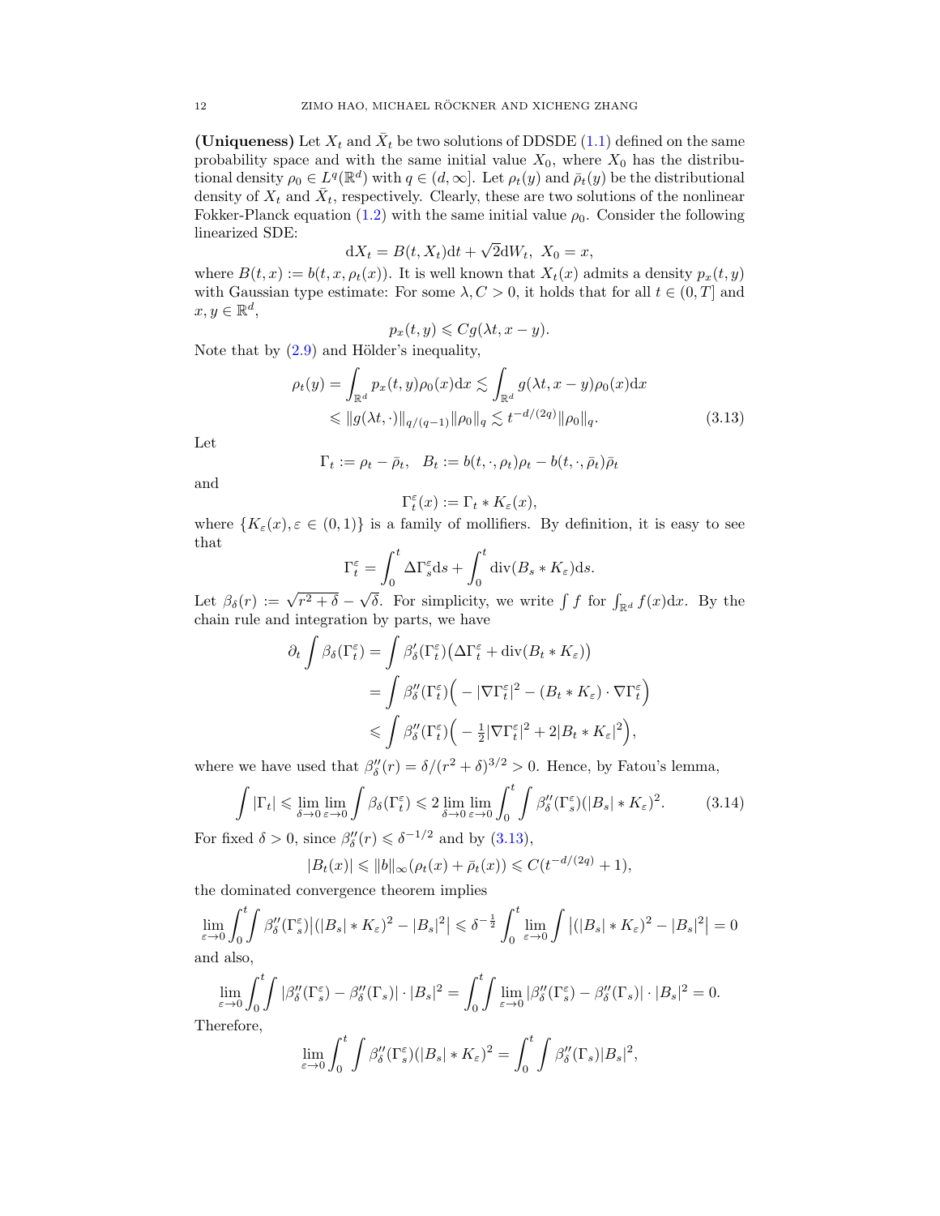**(Uniqueness)** Let $X_t$ and $\bar{X}_t$ be two solutions of DDSDE (1.1) defined on the same probability space and with the same initial value $X_0$, where $X_0$ has the distributional density $\rho_0 \in L^q(\mathbb{R}^d)$ with $q \in (d, \infty]$. Let $\rho_t(y)$ and $\bar{\rho}_t(y)$ be the distributional density of $X_t$ and $\bar{X}_t$, respectively. Clearly, these are two solutions of the nonlinear Fokker-Planck equation (1.2) with the same initial value $\rho_0$. Consider the following linearized SDE:

$$\mathrm{d}X_t = B(t, X_t)\mathrm{d}t + \sqrt{2}\mathrm{d}W_t, \ X_0 = x,$$

where $B(t,x) := b(t, x, \rho_t(x))$. It is well known that $X_t(x)$ admits a density $p_x(t,y)$ with Gaussian type estimate: For some $\lambda, C > 0$, it holds that for all $t \in (0,T]$ and $x, y \in \mathbb{R}^d$,

$$p_x(t,y) \leqslant C g(\lambda t, x - y).$$

Note that by (2.9) and Hölder's inequality,

$$\begin{aligned}
\rho_t(y) = \int_{\mathbb{R}^d} p_x(t,y)\rho_0(x)\mathrm{d}x &\lesssim \int_{\mathbb{R}^d} g(\lambda t, x-y)\rho_0(x)\mathrm{d}x \\
&\leqslant \|g(\lambda t, \cdot)\|_{q/(q-1)}\|\rho_0\|_q \lesssim t^{-d/(2q)}\|\rho_0\|_q.
\end{aligned} \tag{3.13}$$

Let

$$\Gamma_t := \rho_t - \bar{\rho}_t, \quad B_t := b(t, \cdot, \rho_t)\rho_t - b(t, \cdot, \bar{\rho}_t)\bar{\rho}_t$$

and

$$\Gamma^\varepsilon_t(x) := \Gamma_t * K_\varepsilon(x),$$

where $\{K_\varepsilon(x), \varepsilon \in (0,1)\}$ is a family of mollifiers. By definition, it is easy to see that

$$\Gamma^\varepsilon_t = \int_0^t \Delta\Gamma^\varepsilon_s \mathrm{d}s + \int_0^t \mathrm{div}(B_s * K_\varepsilon)\mathrm{d}s.$$

Let $\beta_\delta(r) := \sqrt{r^2 + \delta} - \sqrt{\delta}$. For simplicity, we write $\int f$ for $\int_{\mathbb{R}^d} f(x)\mathrm{d}x$. By the chain rule and integration by parts, we have

$$\begin{aligned}
\partial_t \int \beta_\delta(\Gamma^\varepsilon_t) &= \int \beta'_\delta(\Gamma^\varepsilon_t)\big(\Delta\Gamma^\varepsilon_t + \mathrm{div}(B_t * K_\varepsilon)\big) \\
&= \int \beta''_\delta(\Gamma^\varepsilon_t)\Big(-|\nabla\Gamma^\varepsilon_t|^2 - (B_t * K_\varepsilon)\cdot\nabla\Gamma^\varepsilon_t\Big) \\
&\leqslant \int \beta''_\delta(\Gamma^\varepsilon_t)\Big(-\tfrac{1}{2}|\nabla\Gamma^\varepsilon_t|^2 + 2|B_t * K_\varepsilon|^2\Big),
\end{aligned}$$

where we have used that $\beta''_\delta(r) = \delta/(r^2+\delta)^{3/2} > 0$. Hence, by Fatou's lemma,

$$\int |\Gamma_t| \leqslant \lim_{\delta\to 0}\lim_{\varepsilon\to 0}\int \beta_\delta(\Gamma^\varepsilon_t) \leqslant 2\lim_{\delta\to 0}\lim_{\varepsilon\to 0}\int_0^t \int \beta''_\delta(\Gamma^\varepsilon_s)(|B_s| * K_\varepsilon)^2. \tag{3.14}$$

For fixed $\delta > 0$, since $\beta''_\delta(r) \leqslant \delta^{-1/2}$ and by (3.13),

$$|B_t(x)| \leqslant \|b\|_\infty(\rho_t(x) + \bar{\rho}_t(x)) \leqslant C(t^{-d/(2q)} + 1),$$

the dominated convergence theorem implies

$$\lim_{\varepsilon\to 0}\int_0^t\int \beta''_\delta(\Gamma^\varepsilon_s)\big|(|B_s| * K_\varepsilon)^2 - |B_s|^2\big| \leqslant \delta^{-\frac{1}{2}}\int_0^t \lim_{\varepsilon\to 0}\int \big|(|B_s| * K_\varepsilon)^2 - |B_s|^2\big| = 0$$

and also,

$$\lim_{\varepsilon\to 0}\int_0^t\int |\beta''_\delta(\Gamma^\varepsilon_s) - \beta''_\delta(\Gamma_s)|\cdot|B_s|^2 = \int_0^t\int \lim_{\varepsilon\to 0}|\beta''_\delta(\Gamma^\varepsilon_s) - \beta''_\delta(\Gamma_s)|\cdot|B_s|^2 = 0.$$

Therefore,

$$\lim_{\varepsilon\to 0}\int_0^t \int \beta''_\delta(\Gamma^\varepsilon_s)(|B_s| * K_\varepsilon)^2 = \int_0^t \int \beta''_\delta(\Gamma_s)|B_s|^2,$$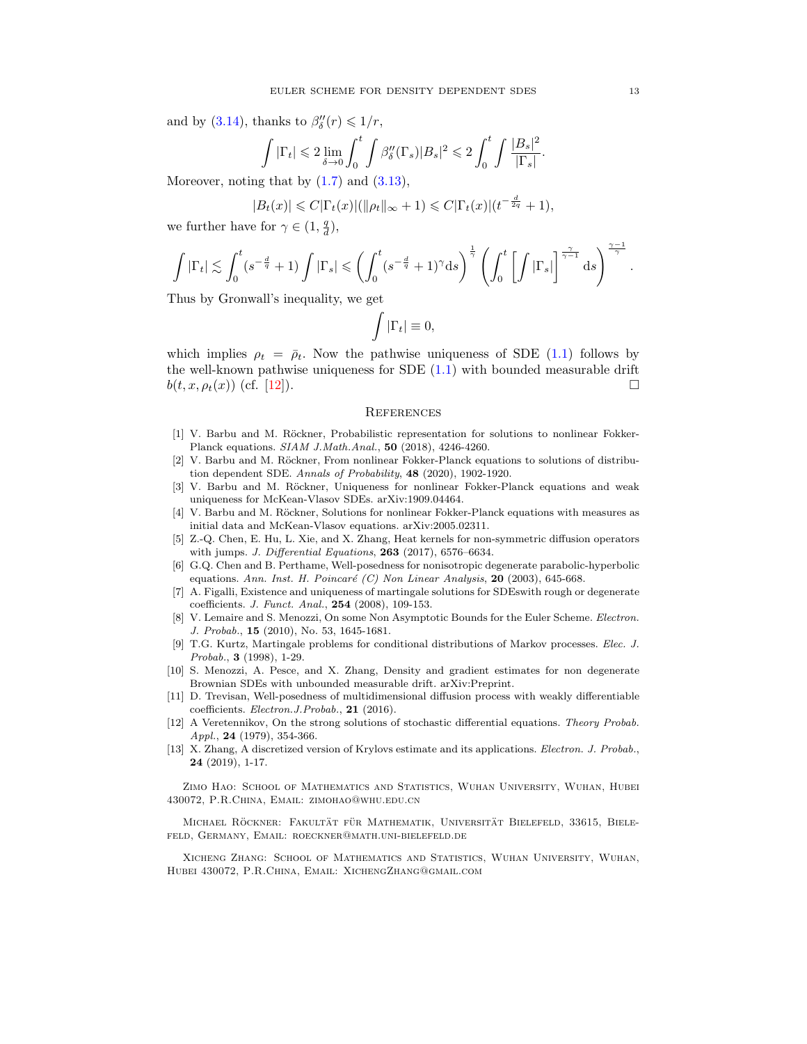and by (3.14), thanks to $\beta''_\delta(r) \leqslant 1/r$,

$$\int |\Gamma_t| \leqslant 2 \lim_{\delta\to 0} \int_0^t \int \beta''_\delta(\Gamma_s)|B_s|^2 \leqslant 2\int_0^t \int \frac{|B_s|^2}{|\Gamma_s|}.$$

Moreover, noting that by (1.7) and (3.13),

$$|B_t(x)| \leqslant C|\Gamma_t(x)|(\|\rho_t\|_\infty + 1) \leqslant C|\Gamma_t(x)|(t^{-\frac{d}{2q}} + 1),$$

we further have for $\gamma \in (1, \frac{q}{d})$,

$$\int |\Gamma_t| \lesssim \int_0^t (s^{-\frac{d}{q}} + 1) \int |\Gamma_s| \leqslant \left(\int_0^t (s^{-\frac{d}{q}} + 1)^\gamma \mathrm{d}s\right)^{\frac{1}{\gamma}} \left(\int_0^t \left[\int |\Gamma_s|\right]^{\frac{\gamma}{\gamma-1}} \mathrm{d}s\right)^{\frac{\gamma-1}{\gamma}}.$$

Thus by Gronwall's inequality, we get

$$\int |\Gamma_t| \equiv 0,$$

which implies $\rho_t = \bar{\rho}_t$. Now the pathwise uniqueness of SDE (1.1) follows by the well-known pathwise uniqueness for SDE (1.1) with bounded measurable drift $b(t, x, \rho_t(x))$ (cf. [12]). □

## References

[1] V. Barbu and M. Röckner, Probabilistic representation for solutions to nonlinear Fokker-Planck equations. *SIAM J.Math.Anal.*, **50** (2018), 4246-4260.

[2] V. Barbu and M. Röckner, From nonlinear Fokker-Planck equations to solutions of distribution dependent SDE. *Annals of Probability*, **48** (2020), 1902-1920.

[3] V. Barbu and M. Röckner, Uniqueness for nonlinear Fokker-Planck equations and weak uniqueness for McKean-Vlasov SDEs. arXiv:1909.04464.

[4] V. Barbu and M. Röckner, Solutions for nonlinear Fokker-Planck equations with measures as initial data and McKean-Vlasov equations. arXiv:2005.02311.

[5] Z.-Q. Chen, E. Hu, L. Xie, and X. Zhang, Heat kernels for non-symmetric diffusion operators with jumps. *J. Differential Equations*, **263** (2017), 6576–6634.

[6] G.Q. Chen and B. Perthame, Well-posedness for nonisotropic degenerate parabolic-hyperbolic equations. *Ann. Inst. H. Poincaré (C) Non Linear Analysis*, **20** (2003), 645-668.

[7] A. Figalli, Existence and uniqueness of martingale solutions for SDEswith rough or degenerate coefficients. *J. Funct. Anal.*, **254** (2008), 109-153.

[8] V. Lemaire and S. Menozzi, On some Non Asymptotic Bounds for the Euler Scheme. *Electron. J. Probab.*, **15** (2010), No. 53, 1645-1681.

[9] T.G. Kurtz, Martingale problems for conditional distributions of Markov processes. *Elec. J. Probab.*, **3** (1998), 1-29.

[10] S. Menozzi, A. Pesce, and X. Zhang, Density and gradient estimates for non degenerate Brownian SDEs with unbounded measurable drift. arXiv:Preprint.

[11] D. Trevisan, Well-posedness of multidimensional diffusion process with weakly differentiable coefficients. *Electron.J.Probab.*, **21** (2016).

[12] A Veretennikov, On the strong solutions of stochastic differential equations. *Theory Probab. Appl.*, **24** (1979), 354-366.

[13] X. Zhang, A discretized version of Krylovs estimate and its applications. *Electron. J. Probab.*, **24** (2019), 1-17.

Zimo Hao: School of Mathematics and Statistics, Wuhan University, Wuhan, Hubei 430072, P.R.China, Email: zimohao@whu.edu.cn

Michael Röckner: Fakultät für Mathematik, Universität Bielefeld, 33615, Bielefeld, Germany, Email: roeckner@math.uni-bielefeld.de

Xicheng Zhang: School of Mathematics and Statistics, Wuhan University, Wuhan, Hubei 430072, P.R.China, Email: XichengZhang@gmail.com